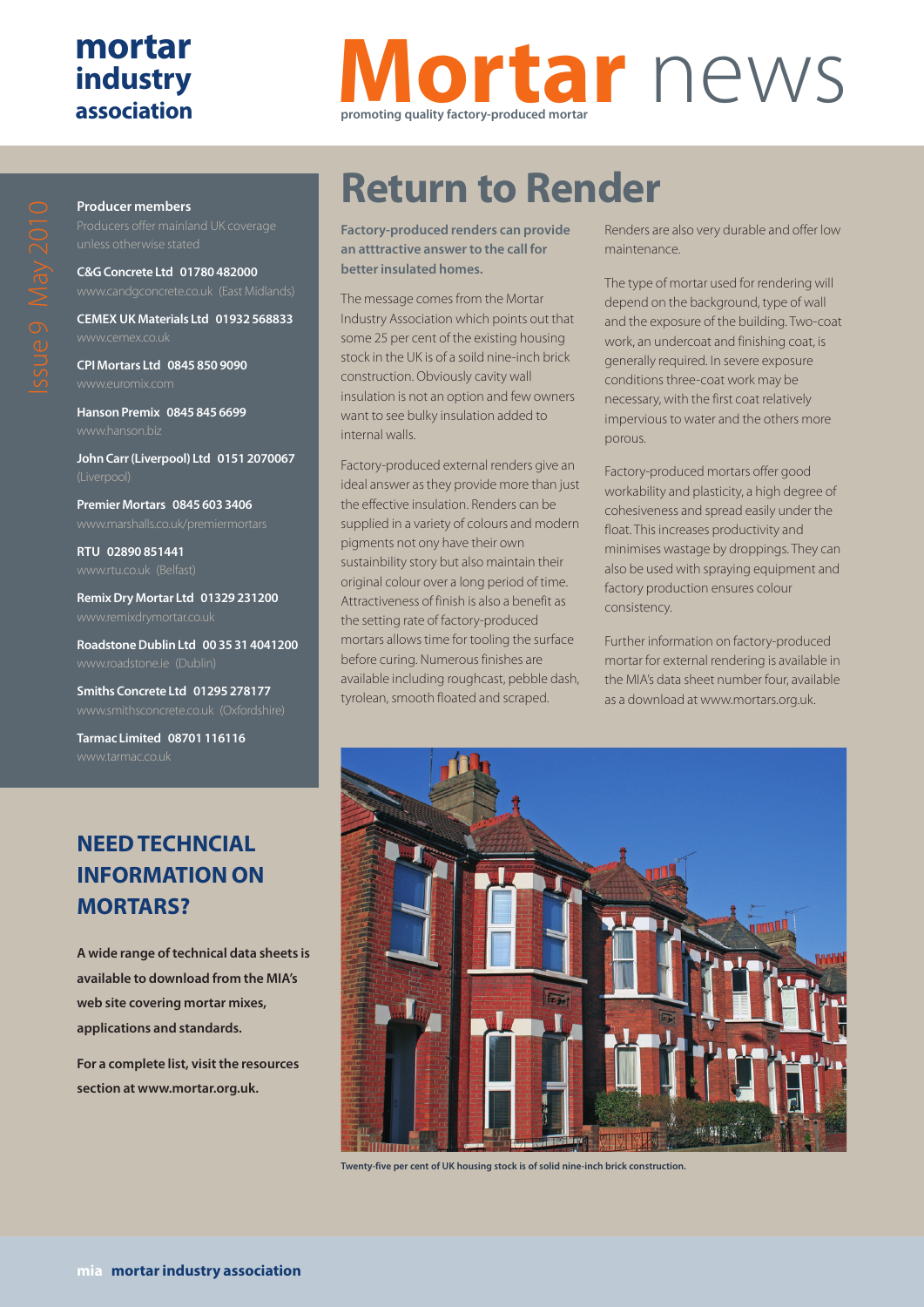**mortar industry association**

# Mortar news

promoting quality factory-produced mortar

Issue 9 May 2010

**Producer members**

Producers offer mainland UK coverage unless otherwise stated

**C&G Concrete Ltd 01780 482000**
www.candgconcrete.co.uk (East Midlands)

**CEMEX UK Materials Ltd 01932 568833**
www.cemex.co.uk

**CPI Mortars Ltd 0845 850 9090**
www.euromix.com

**Hanson Premix 0845 845 6699**
www.hanson.biz

**John Carr (Liverpool) Ltd 0151 2070067**
(Liverpool)

**Premier Mortars 0845 603 3406**
www.marshalls.co.uk/premiermortars

**RTU 02890 851441**
www.rtu.co.uk (Belfast)

**Remix Dry Mortar Ltd 01329 231200**
www.remixdrymortar.co.uk

**Roadstone Dublin Ltd 00 35 31 4041200**
www.roadstone.ie (Dublin)

**Smiths Concrete Ltd 01295 278177**
www.smithsconcrete.co.uk (Oxfordshire)

**Tarmac Limited 08701 116116**
www.tarmac.co.uk

## NEED TECHNCIAL INFORMATION ON MORTARS?

**A wide range of technical data sheets is available to download from the MIA's web site covering mortar mixes, applications and standards.**

**For a complete list, visit the resources section at www.mortar.org.uk.**

## Return to Render

**Factory-produced renders can provide an atttractive answer to the call for better insulated homes.**

The message comes from the Mortar Industry Association which points out that some 25 per cent of the existing housing stock in the UK is of a soild nine-inch brick construction. Obviously cavity wall insulation is not an option and few owners want to see bulky insulation added to internal walls.

Factory-produced external renders give an ideal answer as they provide more than just the effective insulation. Renders can be supplied in a variety of colours and modern pigments not ony have their own sustainbility story but also maintain their original colour over a long period of time. Attractiveness of finish is also a benefit as the setting rate of factory-produced mortars allows time for tooling the surface before curing. Numerous finishes are available including roughcast, pebble dash, tyrolean, smooth floated and scraped.

Renders are also very durable and offer low maintenance.

The type of mortar used for rendering will depend on the background, type of wall and the exposure of the building. Two-coat work, an undercoat and finishing coat, is generally required. In severe exposure conditions three-coat work may be necessary, with the first coat relatively impervious to water and the others more porous.

Factory-produced mortars offer good workability and plasticity, a high degree of cohesiveness and spread easily under the float. This increases productivity and minimises wastage by droppings. They can also be used with spraying equipment and factory production ensures colour consistency.

Further information on factory-produced mortar for external rendering is available in the MIA's data sheet number four, available as a download at www.mortars.org.uk.

Twenty-five per cent of UK housing stock is of solid nine-inch brick construction.

**mia mortar industry association**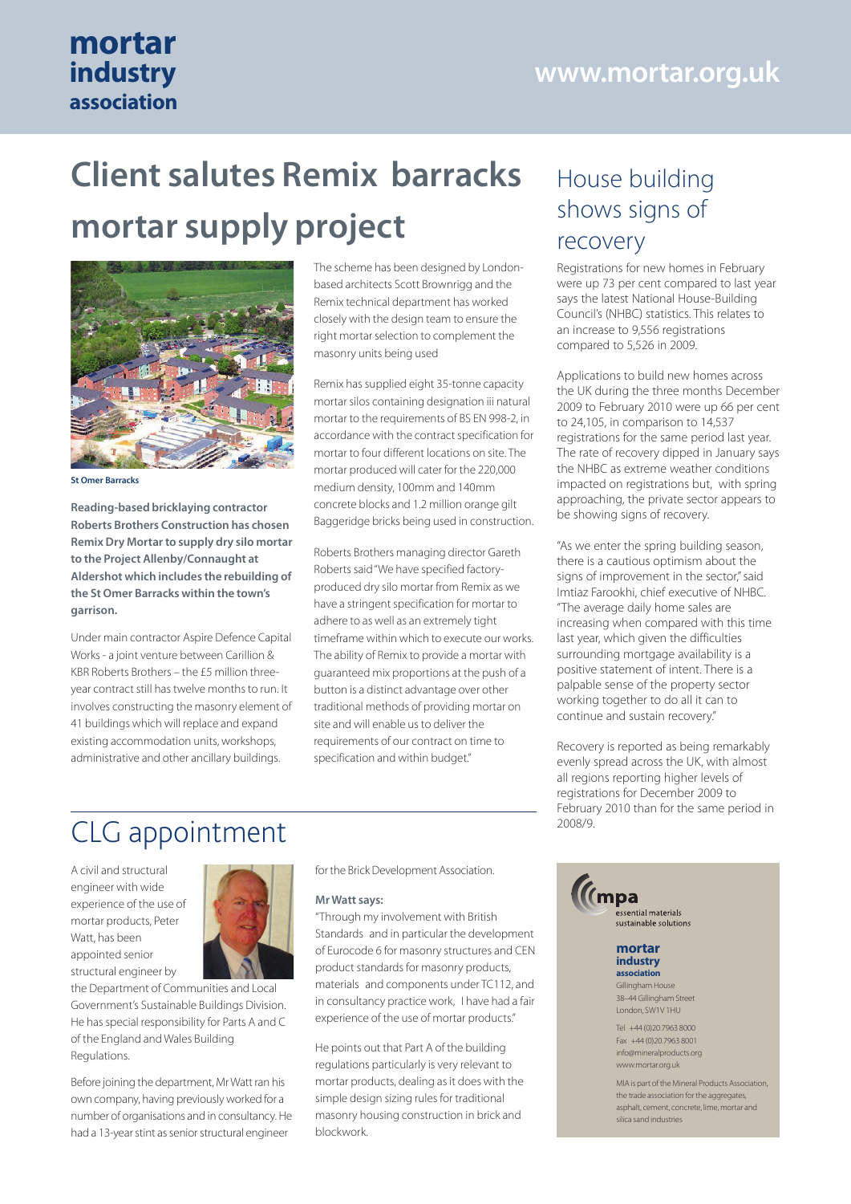mortar industry association

www.mortar.org.uk

# Client salutes Remix barracks mortar supply project

St Omer Barracks

**Reading-based bricklaying contractor Roberts Brothers Construction has chosen Remix Dry Mortar to supply dry silo mortar to the Project Allenby/Connaught at Aldershot which includes the rebuilding of the St Omer Barracks within the town's garrison.**

Under main contractor Aspire Defence Capital Works - a joint venture between Carillion & KBR Roberts Brothers – the £5 million three-year contract still has twelve months to run. It involves constructing the masonry element of 41 buildings which will replace and expand existing accommodation units, workshops, administrative and other ancillary buildings.

The scheme has been designed by London-based architects Scott Brownrigg and the Remix technical department has worked closely with the design team to ensure the right mortar selection to complement the masonry units being used

Remix has supplied eight 35-tonne capacity mortar silos containing designation iii natural mortar to the requirements of BS EN 998-2, in accordance with the contract specification for mortar to four different locations on site. The mortar produced will cater for the 220,000 medium density, 100mm and 140mm concrete blocks and 1.2 million orange gilt Baggeridge bricks being used in construction.

Roberts Brothers managing director Gareth Roberts said "We have specified factory-produced dry silo mortar from Remix as we have a stringent specification for mortar to adhere to as well as an extremely tight timeframe within which to execute our works. The ability of Remix to provide a mortar with guaranteed mix proportions at the push of a button is a distinct advantage over other traditional methods of providing mortar on site and will enable us to deliver the requirements of our contract on time to specification and within budget."

# House building shows signs of recovery

Registrations for new homes in February were up 73 per cent compared to last year says the latest National House-Building Council's (NHBC) statistics. This relates to an increase to 9,556 registrations compared to 5,526 in 2009.

Applications to build new homes across the UK during the three months December 2009 to February 2010 were up 66 per cent to 24,105, in comparison to 14,537 registrations for the same period last year. The rate of recovery dipped in January says the NHBC as extreme weather conditions impacted on registrations but, with spring approaching, the private sector appears to be showing signs of recovery.

"As we enter the spring building season, there is a cautious optimism about the signs of improvement in the sector," said Imtiaz Farookhi, chief executive of NHBC. "The average daily home sales are increasing when compared with this time last year, which given the difficulties surrounding mortgage availability is a positive statement of intent. There is a palpable sense of the property sector working together to do all it can to continue and sustain recovery."

Recovery is reported as being remarkably evenly spread across the UK, with almost all regions reporting higher levels of registrations for December 2009 to February 2010 than for the same period in 2008/9.

# CLG appointment

A civil and structural engineer with wide experience of the use of mortar products, Peter Watt, has been appointed senior structural engineer by the Department of Communities and Local Government's Sustainable Buildings Division. He has special responsibility for Parts A and C of the England and Wales Building Regulations.

Before joining the department, Mr Watt ran his own company, having previously worked for a number of organisations and in consultancy. He had a 13-year stint as senior structural engineer for the Brick Development Association.

**Mr Watt says:**

"Through my involvement with British Standards and in particular the development of Eurocode 6 for masonry structures and CEN product standards for masonry products, materials and components under TC112, and in consultancy practice work, I have had a fair experience of the use of mortar products."

He points out that Part A of the building regulations particularly is very relevant to mortar products, dealing as it does with the simple design sizing rules for traditional masonry housing construction in brick and blockwork.

mpa
essential materials
sustainable solutions

**mortar industry association**

Gillingham House
38–44 Gillingham Street
London, SW1V 1HU

Tel +44 (0)20 7963 8000
Fax +44 (0)20 7963 8001
info@mineralproducts.org
www.mortar.org.uk

MIA is part of the Mineral Products Association, the trade association for the aggregates, asphalt, cement, concrete, lime, mortar and silica sand industries